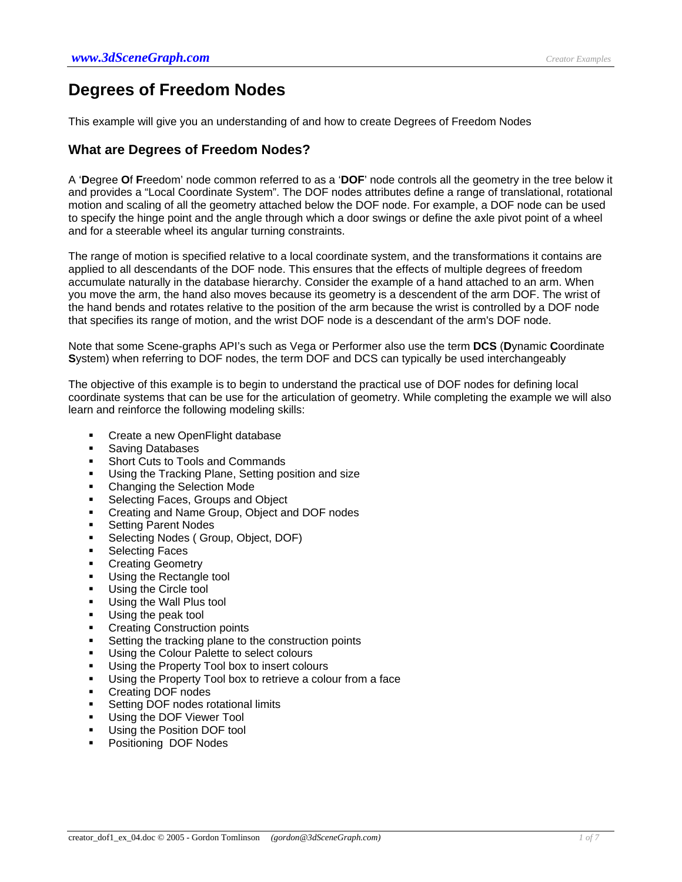# Degrees of Freedom Nodes

This example will give you an understanding of and how to create Degrees of Freedom Nodes

## What are Degrees of Freedom Nodes?

A '**D**egree **O**f **F**reedom' node common referred to as a '**DOF**' node controls all the geometry in the tree below it and provides a "Local Coordinate System". The DOF nodes attributes define a range of translational, rotational motion and scaling of all the geometry attached below the DOF node. For example, a DOF node can be used to specify the hinge point and the angle through which a door swings or define the axle pivot point of a wheel and for a steerable wheel its angular turning constraints.

The range of motion is specified relative to a local coordinate system, and the transformations it contains are applied to all descendants of the DOF node. This ensures that the effects of multiple degrees of freedom accumulate naturally in the database hierarchy. Consider the example of a hand attached to an arm. When you move the arm, the hand also moves because its geometry is a descendent of the arm DOF. The wrist of the hand bends and rotates relative to the position of the arm because the wrist is controlled by a DOF node that specifies its range of motion, and the wrist DOF node is a descendant of the arm's DOF node.

Note that some Scene-graphs API's such as Vega or Performer also use the term **DCS** (**D**ynamic **C**oordinate **S**ystem) when referring to DOF nodes, the term DOF and DCS can typically be used interchangeably

The objective of this example is to begin to understand the practical use of DOF nodes for defining local coordinate systems that can be use for the articulation of geometry. While completing the example we will also learn and reinforce the following modeling skills:

- Create a new OpenFlight database
- Saving Databases
- Short Cuts to Tools and Commands
- Using the Tracking Plane, Setting position and size
- Changing the Selection Mode
- Selecting Faces, Groups and Object
- Creating and Name Group, Object and DOF nodes
- Setting Parent Nodes
- Selecting Nodes ( Group, Object, DOF)
- Selecting Faces
- Creating Geometry
- Using the Rectangle tool
- Using the Circle tool
- Using the Wall Plus tool
- Using the peak tool
- Creating Construction points
- Setting the tracking plane to the construction points
- Using the Colour Palette to select colours
- Using the Property Tool box to insert colours
- Using the Property Tool box to retrieve a colour from a face
- Creating DOF nodes
- Setting DOF nodes rotational limits
- Using the DOF Viewer Tool
- Using the Position DOF tool
- Positioning  DOF Nodes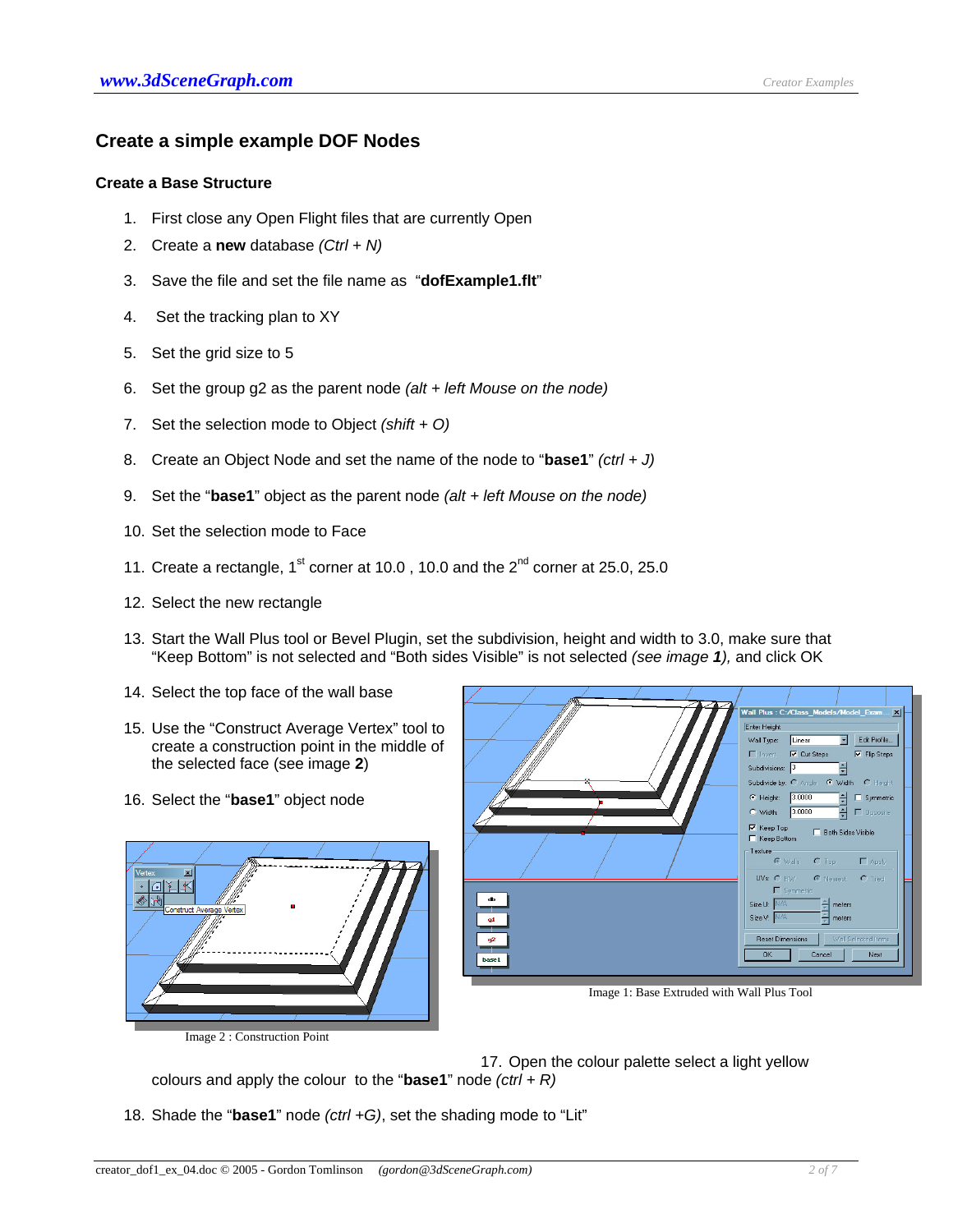## Create a simple example DOF Nodes

### Create a Base Structure

1. First close any Open Flight files that are currently Open
2. Create a **new** database *(Ctrl + N)*
3. Save the file and set the file name as "**dofExample1.flt**"
4. Set the tracking plan to XY
5. Set the grid size to 5
6. Set the group g2 as the parent node *(alt + left Mouse on the node)*
7. Set the selection mode to Object *(shift + O)*
8. Create an Object Node and set the name of the node to "**base1**" *(ctrl + J)*
9. Set the "**base1**" object as the parent node *(alt + left Mouse on the node)*
10. Set the selection mode to Face
11. Create a rectangle, 1st corner at 10.0 , 10.0 and the 2nd corner at 25.0, 25.0
12. Select the new rectangle
13. Start the Wall Plus tool or Bevel Plugin, set the subdivision, height and width to 3.0, make sure that "Keep Bottom" is not selected and "Both sides Visible" is not selected *(see image **1**)*, and click OK
14. Select the top face of the wall base
15. Use the "Construct Average Vertex" tool to create a construction point in the middle of the selected face (see image **2**)
16. Select the "**base1**" object node

Image 1: Base Extruded with Wall Plus Tool

Image 2 : Construction Point

17. Open the colour palette select a light yellow colours and apply the colour to the "**base1**" node *(ctrl + R)*
18. Shade the "**base1**" node *(ctrl +G)*, set the shading mode to "Lit"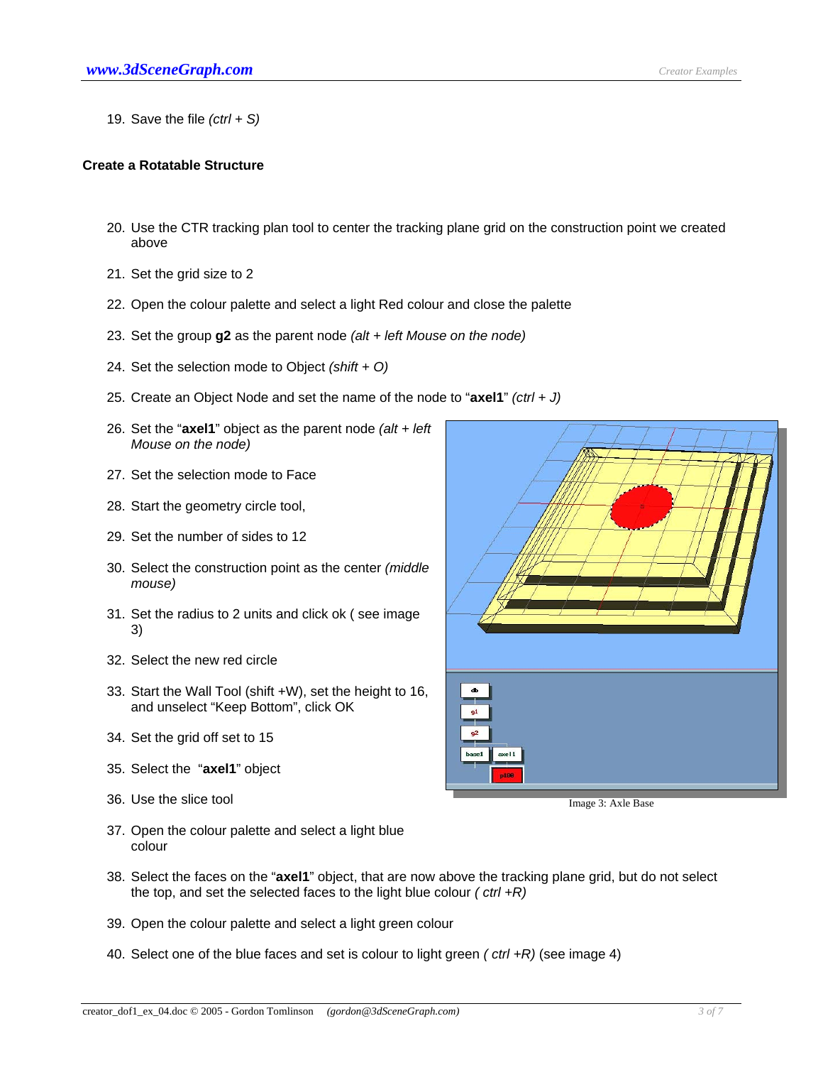19. Save the file *(ctrl + S)*

**Create a Rotatable Structure**

20. Use the CTR tracking plan tool to center the tracking plane grid on the construction point we created above
21. Set the grid size to 2
22. Open the colour palette and select a light Red colour and close the palette
23. Set the group **g2** as the parent node *(alt + left Mouse on the node)*
24. Set the selection mode to Object *(shift + O)*
25. Create an Object Node and set the name of the node to "**axel1**" *(ctrl + J)*
26. Set the "**axel1**" object as the parent node *(alt + left Mouse on the node)*
27. Set the selection mode to Face
28. Start the geometry circle tool,
29. Set the number of sides to 12
30. Select the construction point as the center *(middle mouse)*
31. Set the radius to 2 units and click ok ( see image 3)
32. Select the new red circle
33. Start the Wall Tool (shift +W), set the height to 16, and unselect "Keep Bottom", click OK
34. Set the grid off set to 15
35. Select the "**axel1**" object
36. Use the slice tool
37. Open the colour palette and select a light blue colour
38. Select the faces on the "**axel1**" object, that are now above the tracking plane grid, but do not select the top, and set the selected faces to the light blue colour *( ctrl +R)*
39. Open the colour palette and select a light green colour
40. Select one of the blue faces and set is colour to light green *( ctrl +R)* (see image 4)

Image 3: Axle Base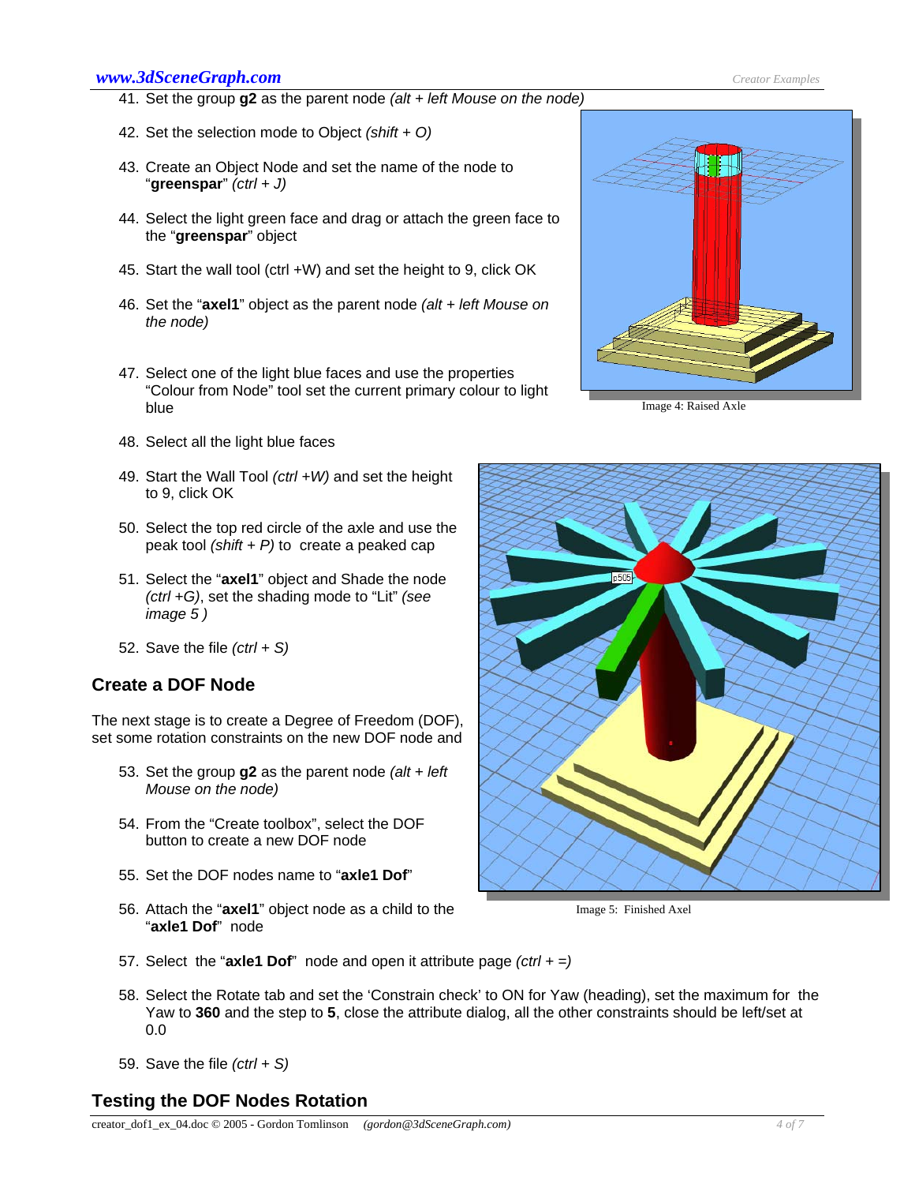41. Set the group **g2** as the parent node *(alt + left Mouse on the node)*

42. Set the selection mode to Object *(shift + O)*

43. Create an Object Node and set the name of the node to "**greenspar**" *(ctrl + J)*

44. Select the light green face and drag or attach the green face to the "**greenspar**" object

45. Start the wall tool (ctrl +W) and set the height to 9, click OK

46. Set the "**axel1**" object as the parent node *(alt + left Mouse on the node)*

47. Select one of the light blue faces and use the properties "Colour from Node" tool set the current primary colour to light blue

48. Select all the light blue faces

49. Start the Wall Tool *(ctrl +W)* and set the height to 9, click OK

50. Select the top red circle of the axle and use the peak tool *(shift + P)* to create a peaked cap

51. Select the "**axel1**" object and Shade the node *(ctrl +G)*, set the shading mode to "Lit" *(see image 5 )*

52. Save the file *(ctrl + S)*

Image 4: Raised Axle

## Create a DOF Node

The next stage is to create a Degree of Freedom (DOF), set some rotation constraints on the new DOF node and

53. Set the group **g2** as the parent node *(alt + left Mouse on the node)*

54. From the "Create toolbox", select the DOF button to create a new DOF node

55. Set the DOF nodes name to "**axle1 Dof**"

56. Attach the "**axel1**" object node as a child to the "**axle1 Dof**" node

57. Select the "**axle1 Dof**" node and open it attribute page *(ctrl + =)*

58. Select the Rotate tab and set the 'Constrain check' to ON for Yaw (heading), set the maximum for the Yaw to **360** and the step to **5**, close the attribute dialog, all the other constraints should be left/set at 0.0

59. Save the file *(ctrl + S)*

Image 5: Finished Axel

## Testing the DOF Nodes Rotation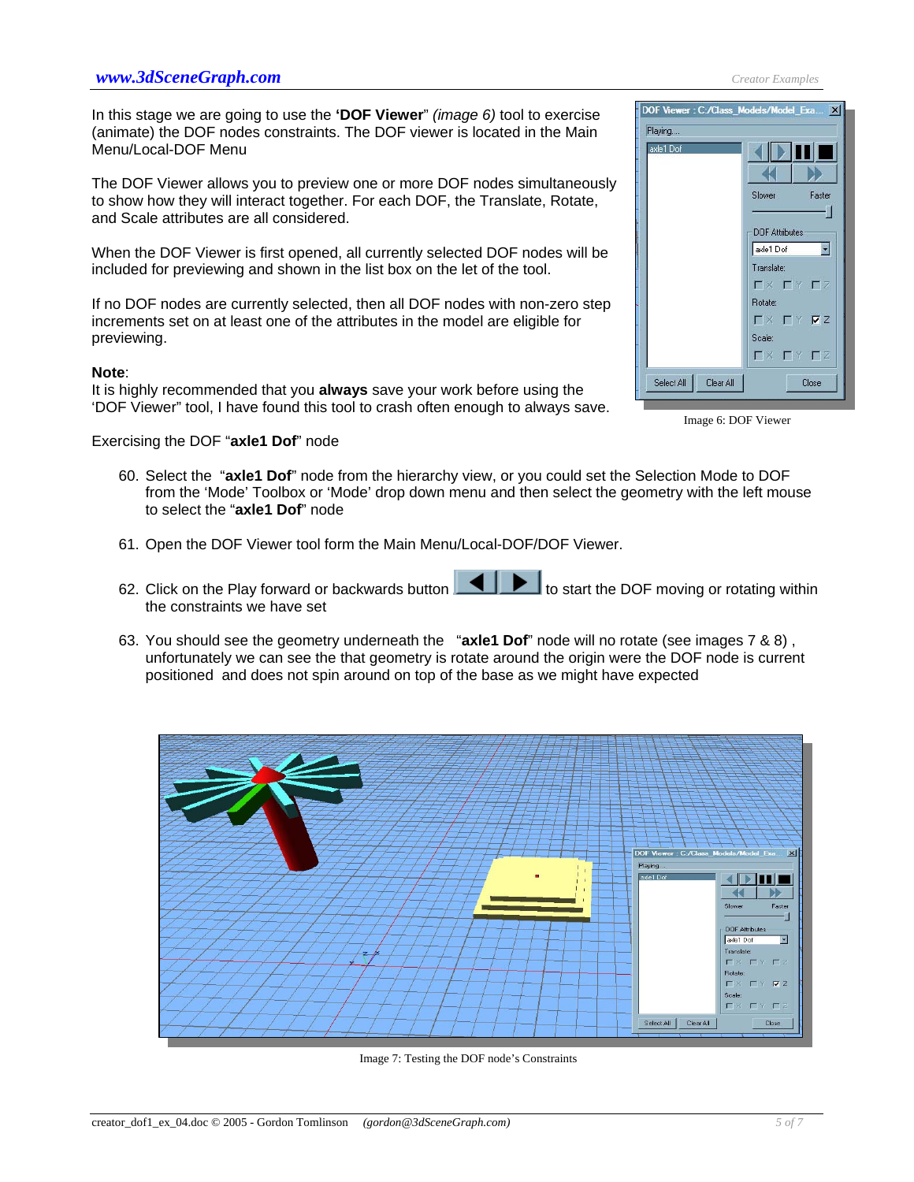In this stage we are going to use the **'DOF Viewer**" *(image 6)* tool to exercise (animate) the DOF nodes constraints. The DOF viewer is located in the Main Menu/Local-DOF Menu

The DOF Viewer allows you to preview one or more DOF nodes simultaneously to show how they will interact together. For each DOF, the Translate, Rotate, and Scale attributes are all considered.

When the DOF Viewer is first opened, all currently selected DOF nodes will be included for previewing and shown in the list box on the let of the tool.

If no DOF nodes are currently selected, then all DOF nodes with non-zero step increments set on at least one of the attributes in the model are eligible for previewing.

**Note**:
It is highly recommended that you **always** save your work before using the 'DOF Viewer" tool, I have found this tool to crash often enough to always save.

Image 6: DOF Viewer

Exercising the DOF "**axle1 Dof**" node

60. Select the "**axle1 Dof**" node from the hierarchy view, or you could set the Selection Mode to DOF from the 'Mode' Toolbox or 'Mode' drop down menu and then select the geometry with the left mouse to select the "**axle1 Dof**" node
61. Open the DOF Viewer tool form the Main Menu/Local-DOF/DOF Viewer.
62. Click on the Play forward or backwards button to start the DOF moving or rotating within the constraints we have set
63. You should see the geometry underneath the "**axle1 Dof**" node will no rotate (see images 7 & 8) , unfortunately we can see the that geometry is rotate around the origin were the DOF node is current positioned and does not spin around on top of the base as we might have expected

Image 7: Testing the DOF node's Constraints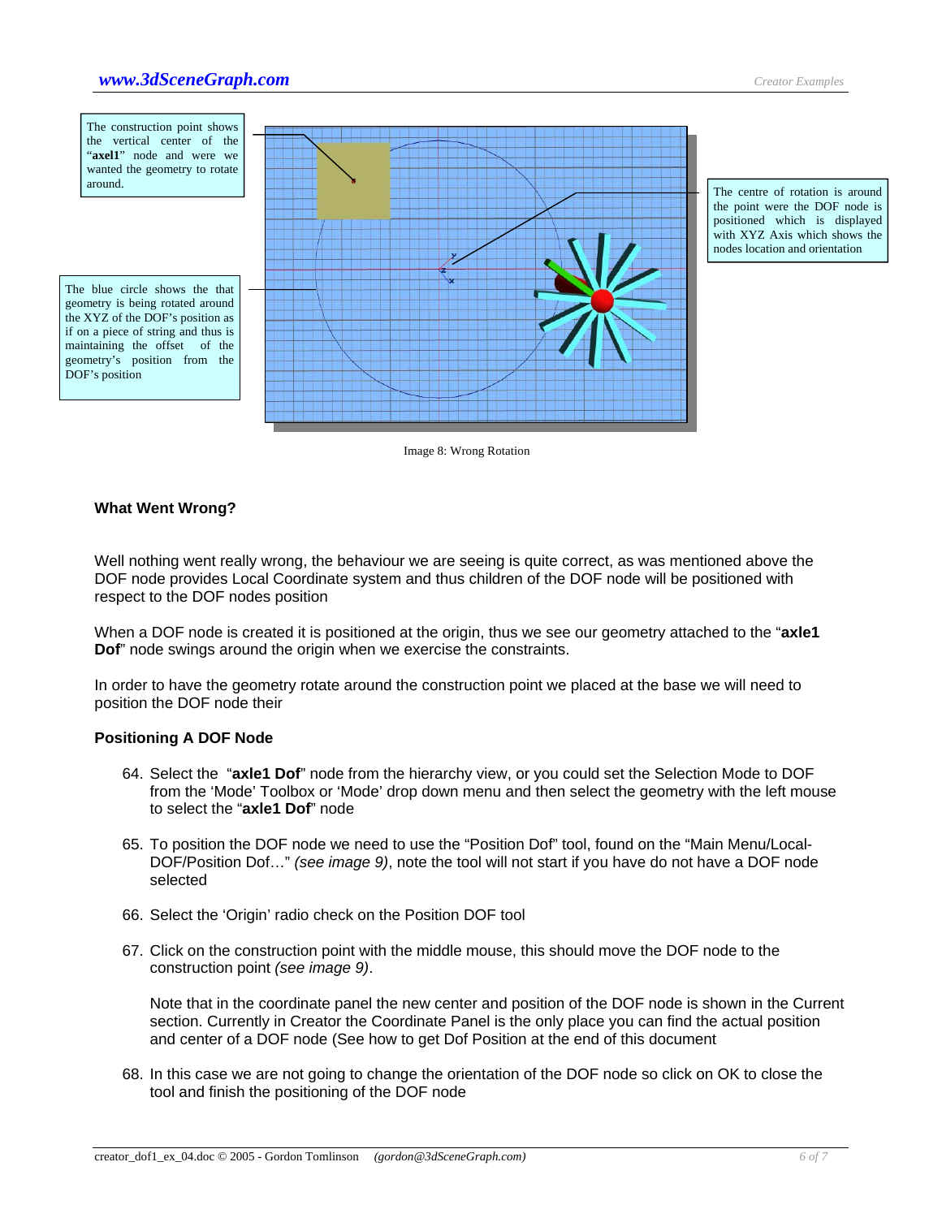The construction point shows the vertical center of the "**axel1**" node and were we wanted the geometry to rotate around.

The blue circle shows the that geometry is being rotated around the XYZ of the DOF's position as if on a piece of string and thus is maintaining the offset of the geometry's position from the DOF's position

The centre of rotation is around the point were the DOF node is positioned which is displayed with XYZ Axis which shows the nodes location and orientation

Image 8: Wrong Rotation

### What Went Wrong?

Well nothing went really wrong, the behaviour we are seeing is quite correct, as was mentioned above the DOF node provides Local Coordinate system and thus children of the DOF node will be positioned with respect to the DOF nodes position

When a DOF node is created it is positioned at the origin, thus we see our geometry attached to the "**axle1 Dof**" node swings around the origin when we exercise the constraints.

In order to have the geometry rotate around the construction point we placed at the base we will need to position the DOF node their

### Positioning A DOF Node

64. Select the "**axle1 Dof**" node from the hierarchy view, or you could set the Selection Mode to DOF from the 'Mode' Toolbox or 'Mode' drop down menu and then select the geometry with the left mouse to select the "**axle1 Dof**" node

65. To position the DOF node we need to use the "Position Dof" tool, found on the "Main Menu/Local-DOF/Position Dof…" *(see image 9)*, note the tool will not start if you have do not have a DOF node selected

66. Select the 'Origin' radio check on the Position DOF tool

67. Click on the construction point with the middle mouse, this should move the DOF node to the construction point *(see image 9)*.

    Note that in the coordinate panel the new center and position of the DOF node is shown in the Current section. Currently in Creator the Coordinate Panel is the only place you can find the actual position and center of a DOF node (See how to get Dof Position at the end of this document

68. In this case we are not going to change the orientation of the DOF node so click on OK to close the tool and finish the positioning of the DOF node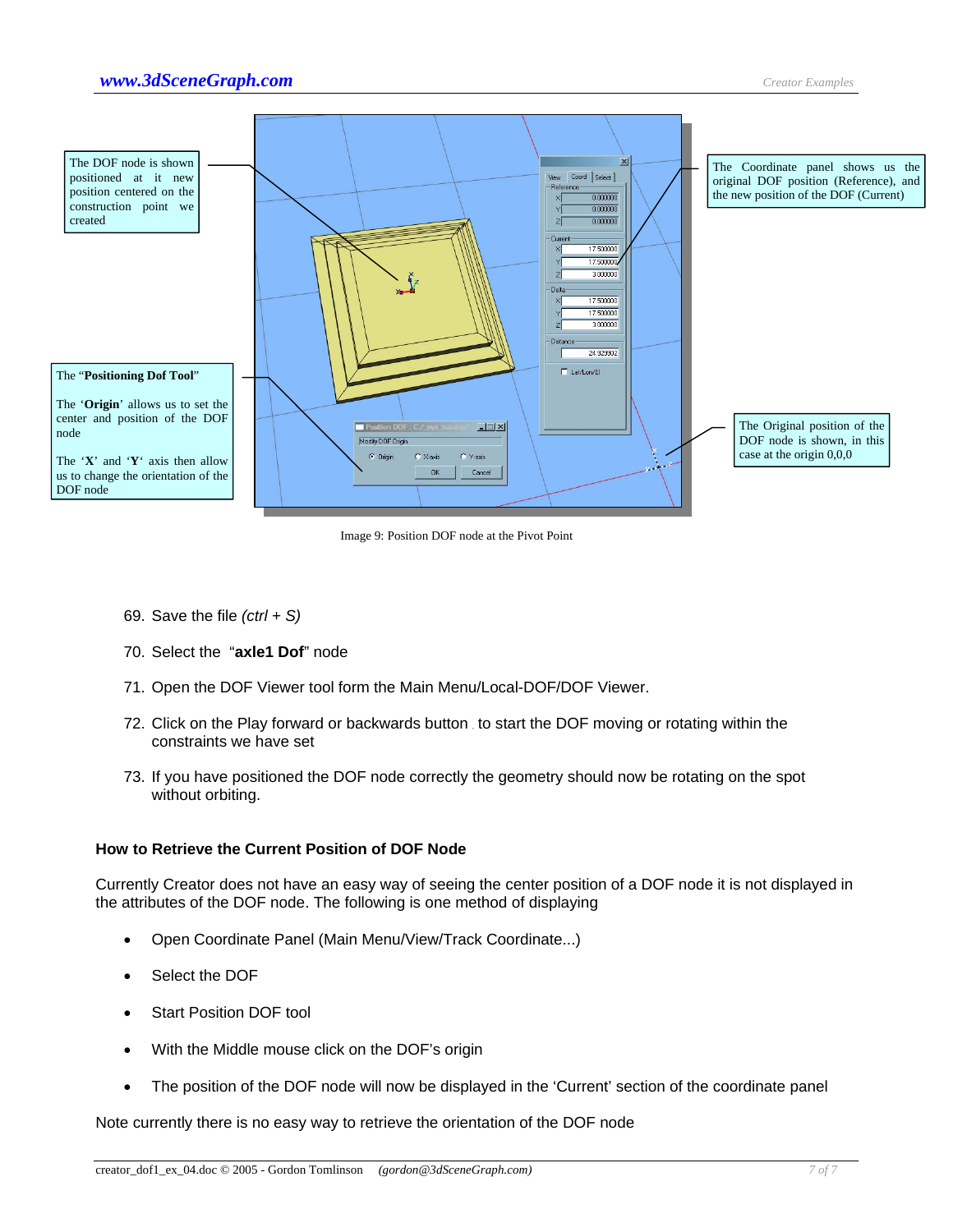The DOF node is shown positioned at it new position centered on the construction point we created

The "**Positioning Dof Tool**"

The '**Origin**' allows us to set the center and position of the DOF node

The '**X**' and '**Y**' axis then allow us to change the orientation of the DOF node

The Coordinate panel shows us the original DOF position (Reference), and the new position of the DOF (Current)

The Original position of the DOF node is shown, in this case at the origin 0,0,0

Image 9: Position DOF node at the Pivot Point

69. Save the file *(ctrl + S)*
70. Select the "**axle1 Dof**" node
71. Open the DOF Viewer tool form the Main Menu/Local-DOF/DOF Viewer.
72. Click on the Play forward or backwards button to start the DOF moving or rotating within the constraints we have set
73. If you have positioned the DOF node correctly the geometry should now be rotating on the spot without orbiting.

### How to Retrieve the Current Position of DOF Node

Currently Creator does not have an easy way of seeing the center position of a DOF node it is not displayed in the attributes of the DOF node. The following is one method of displaying

- Open Coordinate Panel (Main Menu/View/Track Coordinate...)
- Select the DOF
- Start Position DOF tool
- With the Middle mouse click on the DOF's origin
- The position of the DOF node will now be displayed in the 'Current' section of the coordinate panel

Note currently there is no easy way to retrieve the orientation of the DOF node